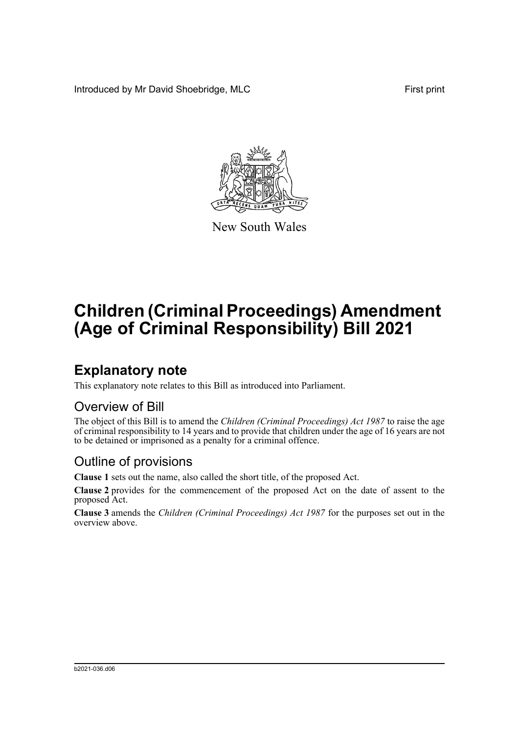Introduced by Mr David Shoebridge, MLC First print

New South Wales

# Children (Criminal Proceedings) Amendment (Age of Criminal Responsibility) Bill 2021

## Explanatory note

This explanatory note relates to this Bill as introduced into Parliament.

### Overview of Bill

The object of this Bill is to amend the *Children (Criminal Proceedings) Act 1987* to raise the age of criminal responsibility to 14 years and to provide that children under the age of 16 years are not to be detained or imprisoned as a penalty for a criminal offence.

### Outline of provisions

**Clause 1** sets out the name, also called the short title, of the proposed Act.

**Clause 2** provides for the commencement of the proposed Act on the date of assent to the proposed Act.

**Clause 3** amends the *Children (Criminal Proceedings) Act 1987* for the purposes set out in the overview above.

b2021-036.d06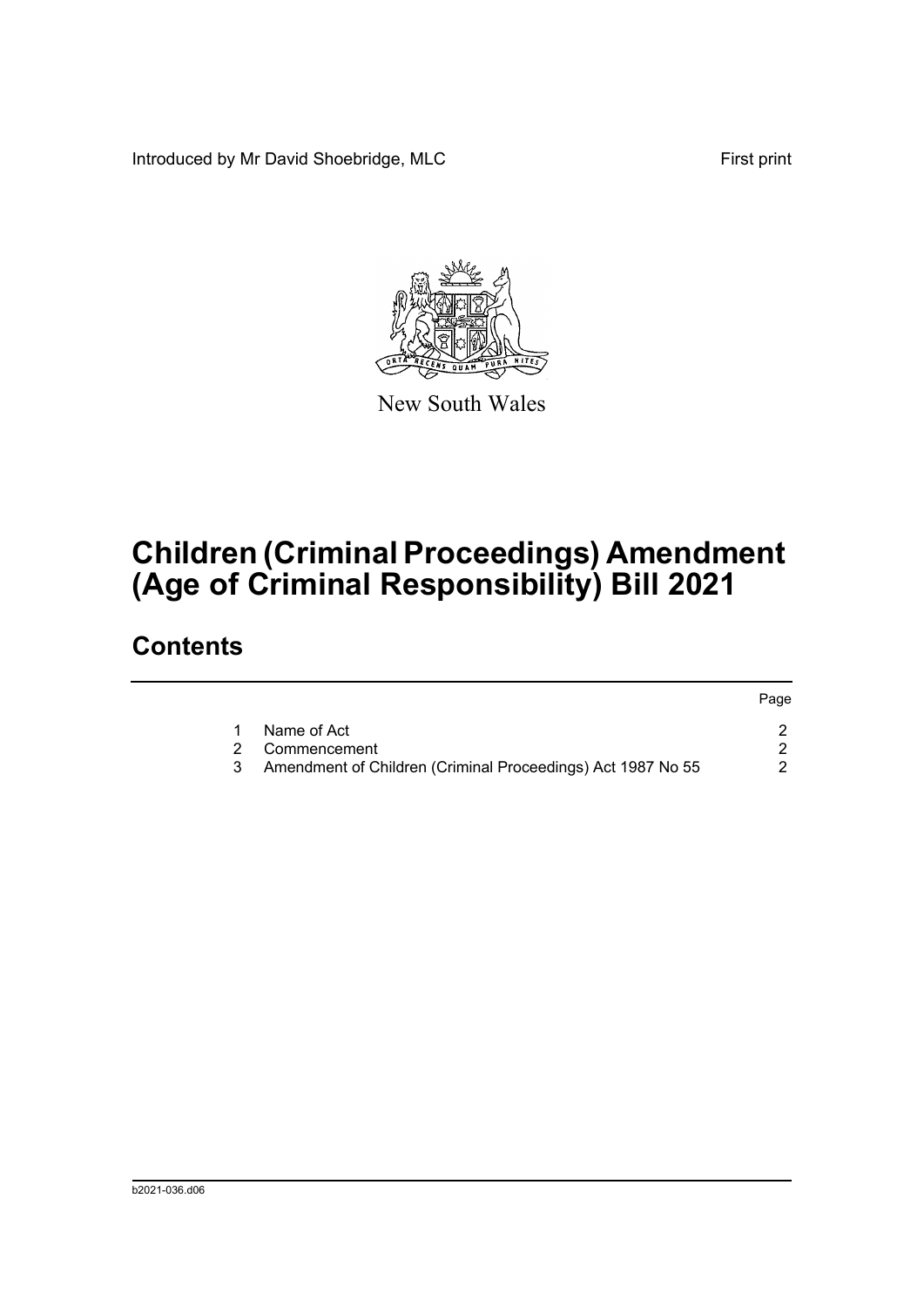Introduced by Mr David Shoebridge, MLC

First print

New South Wales

# Children (Criminal Proceedings) Amendment (Age of Criminal Responsibility) Bill 2021

## Contents

| | | Page |
|---|---|---|
| 1 | Name of Act | 2 |
| 2 | Commencement | 2 |
| 3 | Amendment of Children (Criminal Proceedings) Act 1987 No 55 | 2 |

b2021-036.d06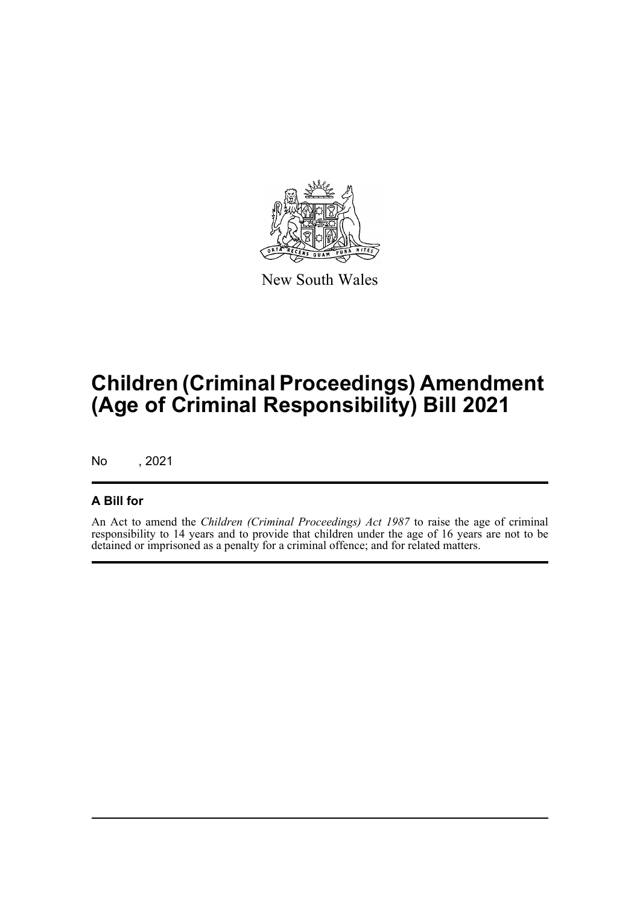New South Wales

# Children (Criminal Proceedings) Amendment (Age of Criminal Responsibility) Bill 2021

No , 2021

## A Bill for

An Act to amend the *Children (Criminal Proceedings) Act 1987* to raise the age of criminal responsibility to 14 years and to provide that children under the age of 16 years are not to be detained or imprisoned as a penalty for a criminal offence; and for related matters.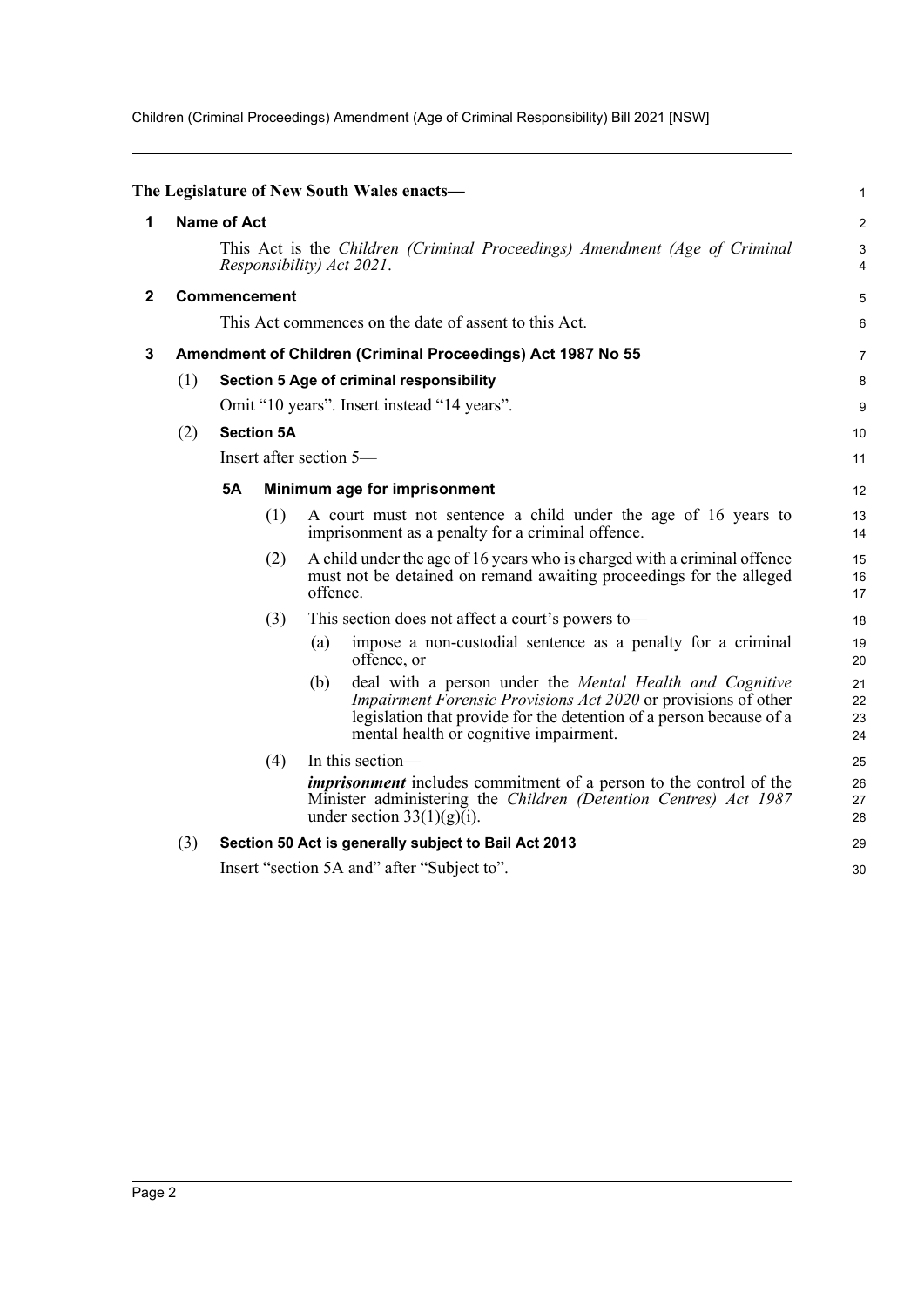**The Legislature of New South Wales enacts—**

## 1 Name of Act

This Act is the *Children (Criminal Proceedings) Amendment (Age of Criminal Responsibility) Act 2021*.

## 2 Commencement

This Act commences on the date of assent to this Act.

## 3 Amendment of Children (Criminal Proceedings) Act 1987 No 55

(1) **Section 5 Age of criminal responsibility**

Omit "10 years". Insert instead "14 years".

(2) **Section 5A**

Insert after section 5—

**5A Minimum age for imprisonment**

(1) A court must not sentence a child under the age of 16 years to imprisonment as a penalty for a criminal offence.

(2) A child under the age of 16 years who is charged with a criminal offence must not be detained on remand awaiting proceedings for the alleged offence.

(3) This section does not affect a court's powers to—

(a) impose a non-custodial sentence as a penalty for a criminal offence, or

(b) deal with a person under the *Mental Health and Cognitive Impairment Forensic Provisions Act 2020* or provisions of other legislation that provide for the detention of a person because of a mental health or cognitive impairment.

(4) In this section—

***imprisonment*** includes commitment of a person to the control of the Minister administering the *Children (Detention Centres) Act 1987* under section 33(1)(g)(i).

(3) **Section 50 Act is generally subject to Bail Act 2013**

Insert "section 5A and" after "Subject to".